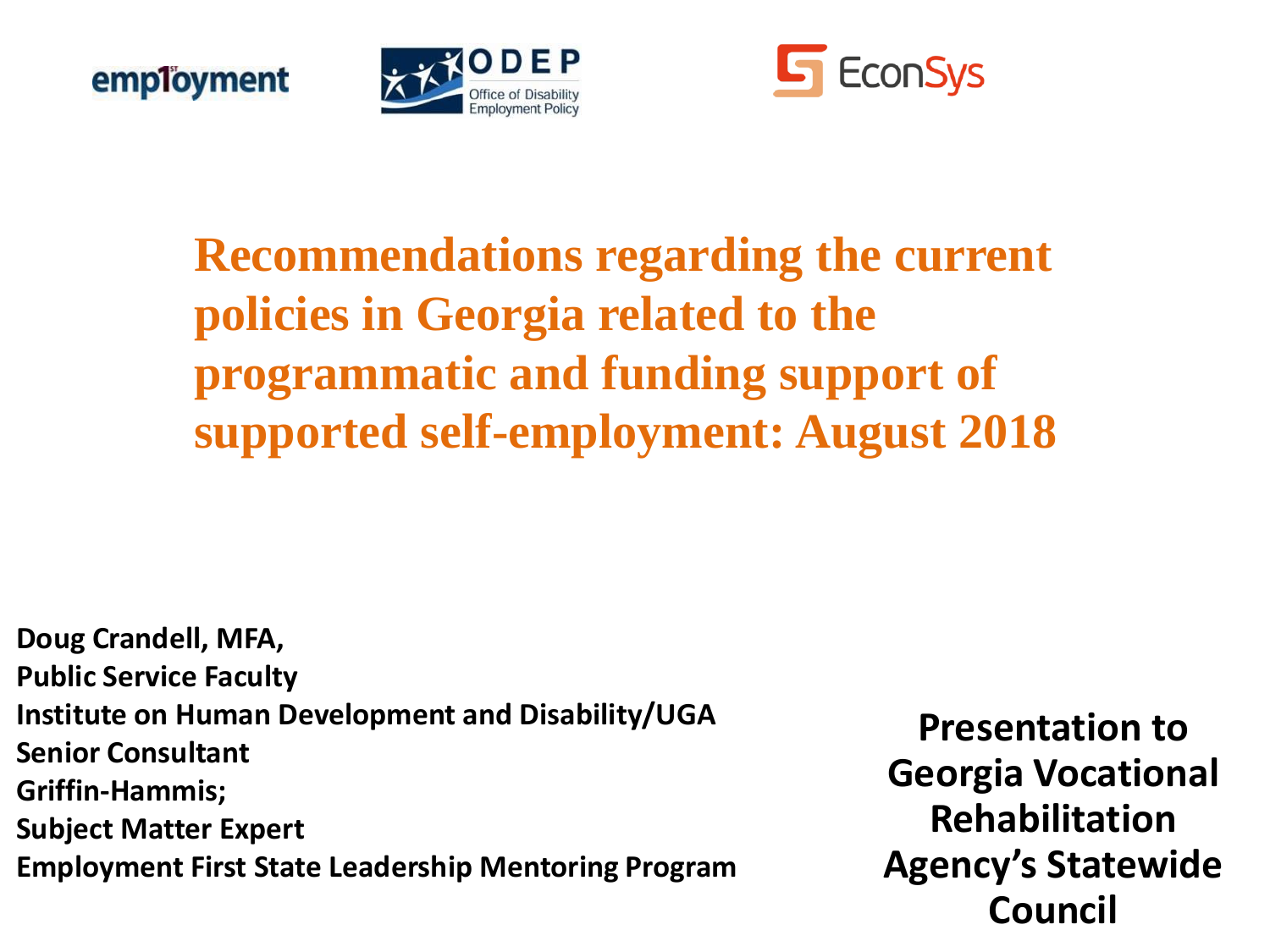# Recommendations regarding the current policies in Georgia related to the programmatic and funding support of supported self-employment: August 2018

**Doug Crandell, MFA,**
**Public Service Faculty**
**Institute on Human Development and Disability/UGA**
**Senior Consultant**
**Griffin-Hammis;**
**Subject Matter Expert**
**Employment First State Leadership Mentoring Program**

**Presentation to Georgia Vocational Rehabilitation Agency's Statewide Council**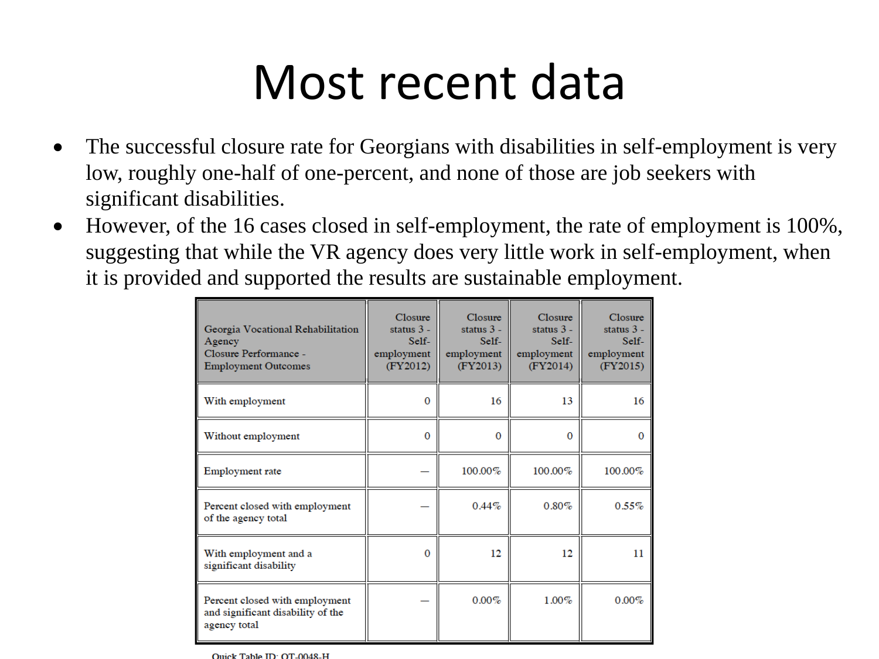# Most recent data

- The successful closure rate for Georgians with disabilities in self-employment is very low, roughly one-half of one-percent, and none of those are job seekers with significant disabilities.
- However, of the 16 cases closed in self-employment, the rate of employment is 100%, suggesting that while the VR agency does very little work in self-employment, when it is provided and supported the results are sustainable employment.

| Georgia Vocational Rehabilitation Agency Closure Performance - Employment Outcomes | Closure status 3 - Self-employment (FY2012) | Closure status 3 - Self-employment (FY2013) | Closure status 3 - Self-employment (FY2014) | Closure status 3 - Self-employment (FY2015) |
|---|---|---|---|---|
| With employment | 0 | 16 | 13 | 16 |
| Without employment | 0 | 0 | 0 | 0 |
| Employment rate | — | 100.00% | 100.00% | 100.00% |
| Percent closed with employment of the agency total | — | 0.44% | 0.80% | 0.55% |
| With employment and a significant disability | 0 | 12 | 12 | 11 |
| Percent closed with employment and significant disability of the agency total | — | 0.00% | 1.00% | 0.00% |

Quick Table ID: QT-0048-H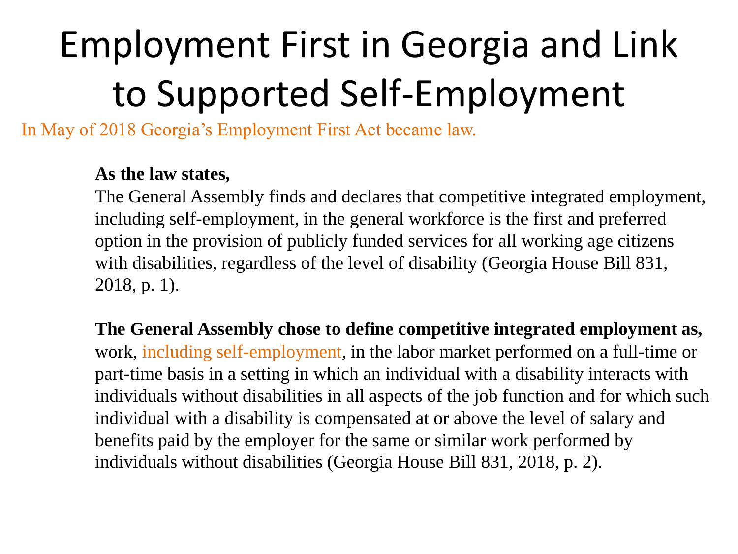# Employment First in Georgia and Link to Supported Self-Employment

In May of 2018 Georgia's Employment First Act became law.

**As the law states,**
The General Assembly finds and declares that competitive integrated employment, including self-employment, in the general workforce is the first and preferred option in the provision of publicly funded services for all working age citizens with disabilities, regardless of the level of disability (Georgia House Bill 831, 2018, p. 1).

**The General Assembly chose to define competitive integrated employment as,**
work, including self-employment, in the labor market performed on a full-time or part-time basis in a setting in which an individual with a disability interacts with individuals without disabilities in all aspects of the job function and for which such individual with a disability is compensated at or above the level of salary and benefits paid by the employer for the same or similar work performed by individuals without disabilities (Georgia House Bill 831, 2018, p. 2).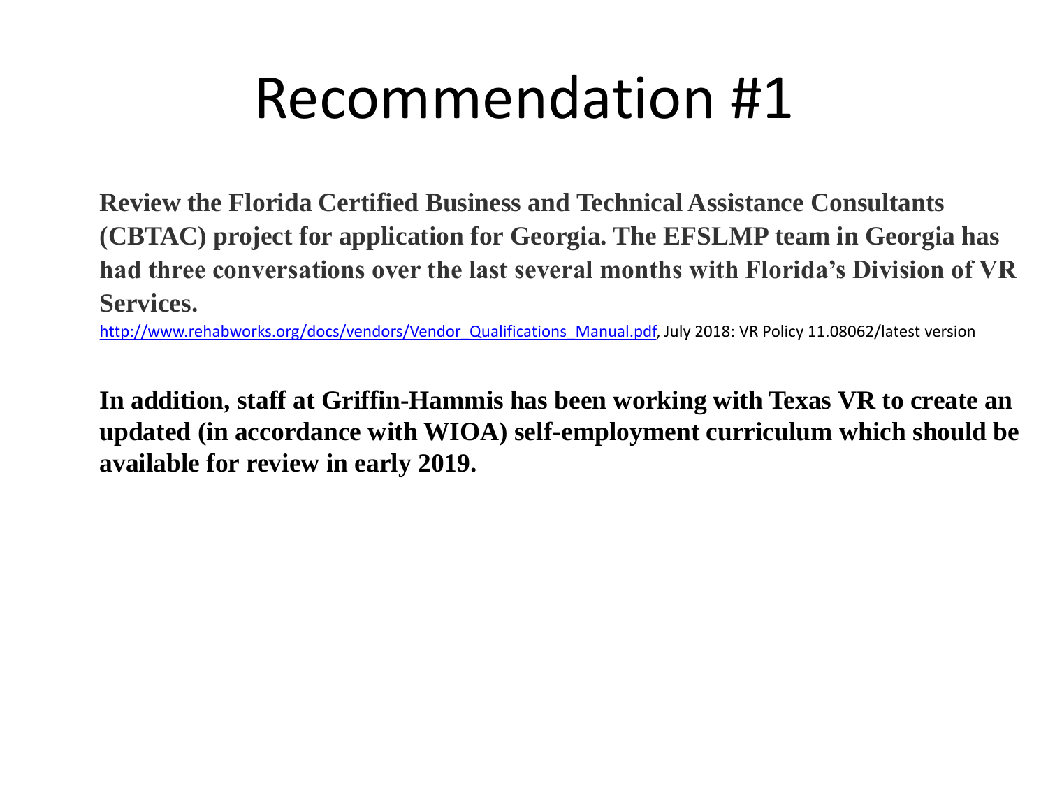# Recommendation #1

**Review the Florida Certified Business and Technical Assistance Consultants (CBTAC) project for application for Georgia. The EFSLMP team in Georgia has had three conversations over the last several months with Florida's Division of VR Services.**

[http://www.rehabworks.org/docs/vendors/Vendor_Qualifications_Manual.pdf](http://www.rehabworks.org/docs/vendors/Vendor_Qualifications_Manual.pdf), July 2018: VR Policy 11.08062/latest version

**In addition, staff at Griffin-Hammis has been working with Texas VR to create an updated (in accordance with WIOA) self-employment curriculum which should be available for review in early 2019.**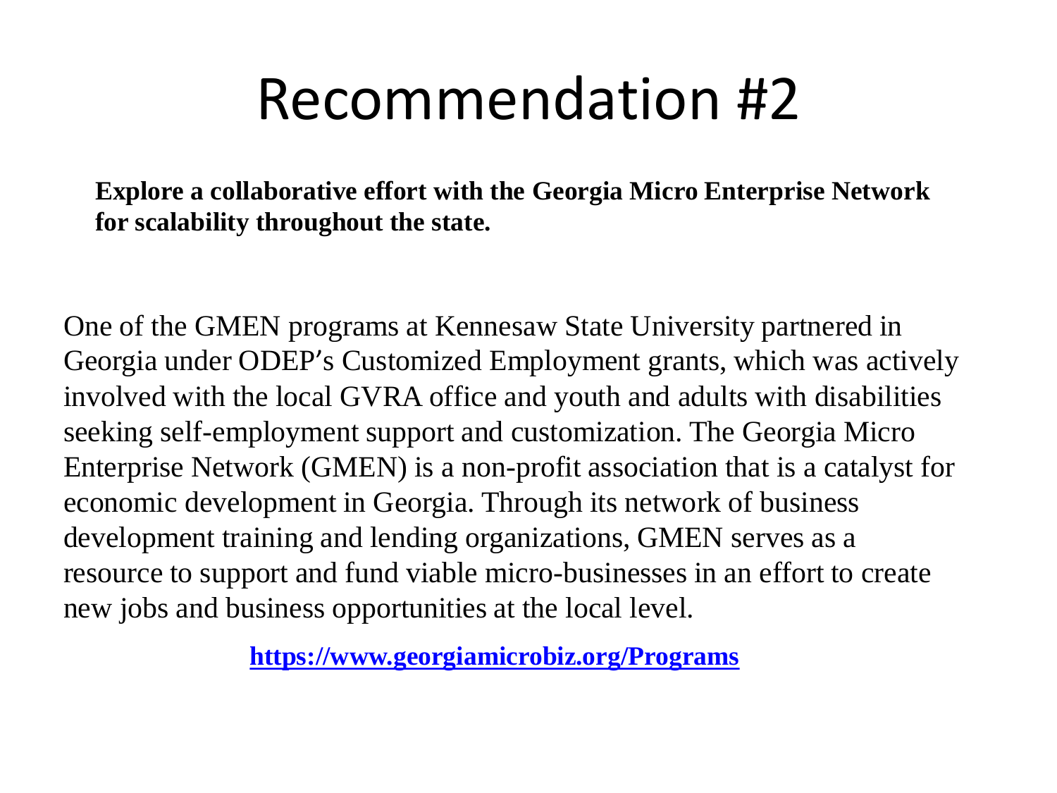# Recommendation #2

**Explore a collaborative effort with the Georgia Micro Enterprise Network for scalability throughout the state.**

One of the GMEN programs at Kennesaw State University partnered in Georgia under ODEP's Customized Employment grants, which was actively involved with the local GVRA office and youth and adults with disabilities seeking self-employment support and customization. The Georgia Micro Enterprise Network (GMEN) is a non-profit association that is a catalyst for economic development in Georgia. Through its network of business development training and lending organizations, GMEN serves as a resource to support and fund viable micro-businesses in an effort to create new jobs and business opportunities at the local level.

**https://www.georgiamicrobiz.org/Programs**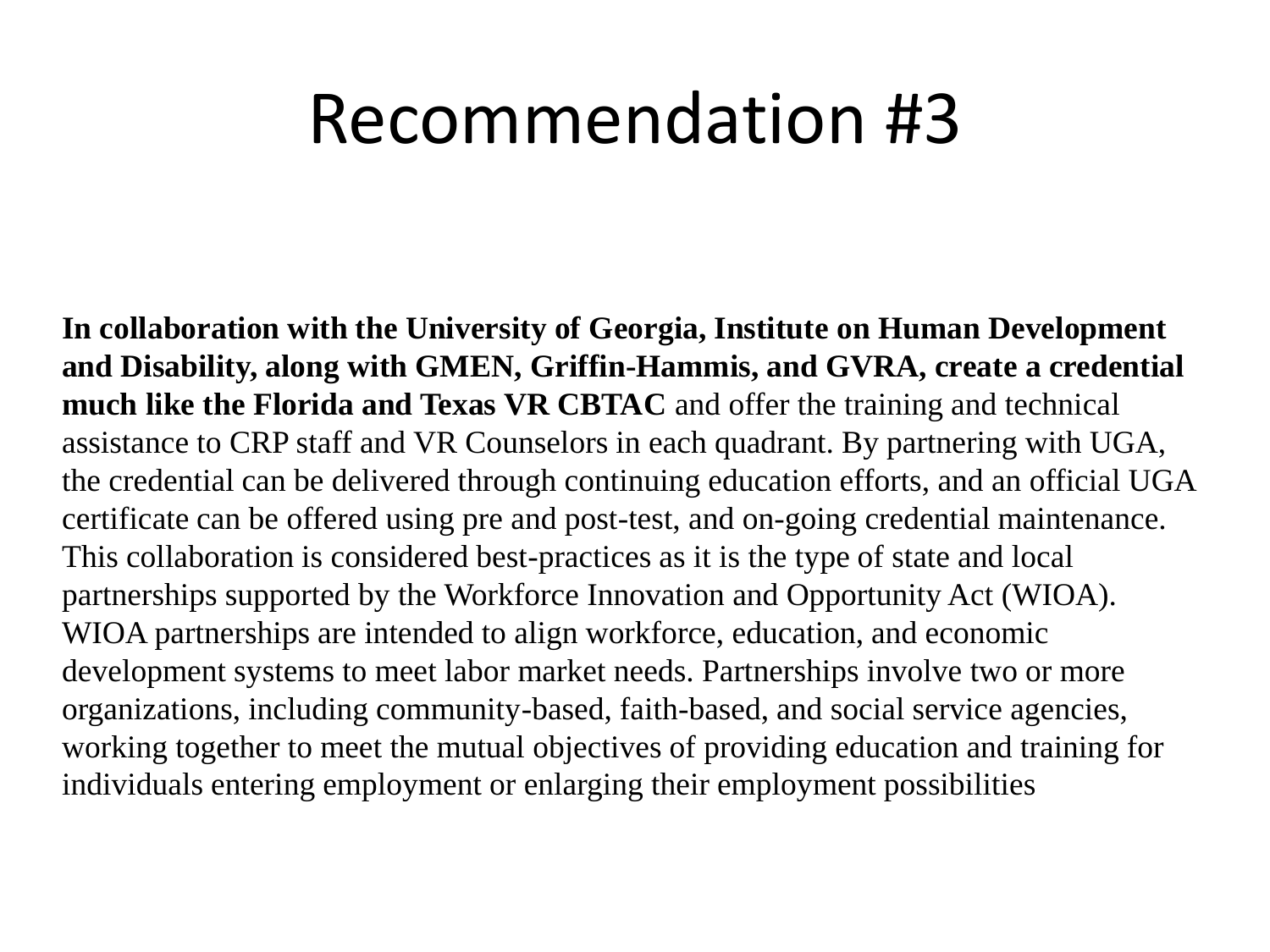# Recommendation #3

**In collaboration with the University of Georgia, Institute on Human Development and Disability, along with GMEN, Griffin-Hammis, and GVRA, create a credential much like the Florida and Texas VR CBTAC** and offer the training and technical assistance to CRP staff and VR Counselors in each quadrant. By partnering with UGA, the credential can be delivered through continuing education efforts, and an official UGA certificate can be offered using pre and post-test, and on-going credential maintenance. This collaboration is considered best-practices as it is the type of state and local partnerships supported by the Workforce Innovation and Opportunity Act (WIOA). WIOA partnerships are intended to align workforce, education, and economic development systems to meet labor market needs. Partnerships involve two or more organizations, including community-based, faith-based, and social service agencies, working together to meet the mutual objectives of providing education and training for individuals entering employment or enlarging their employment possibilities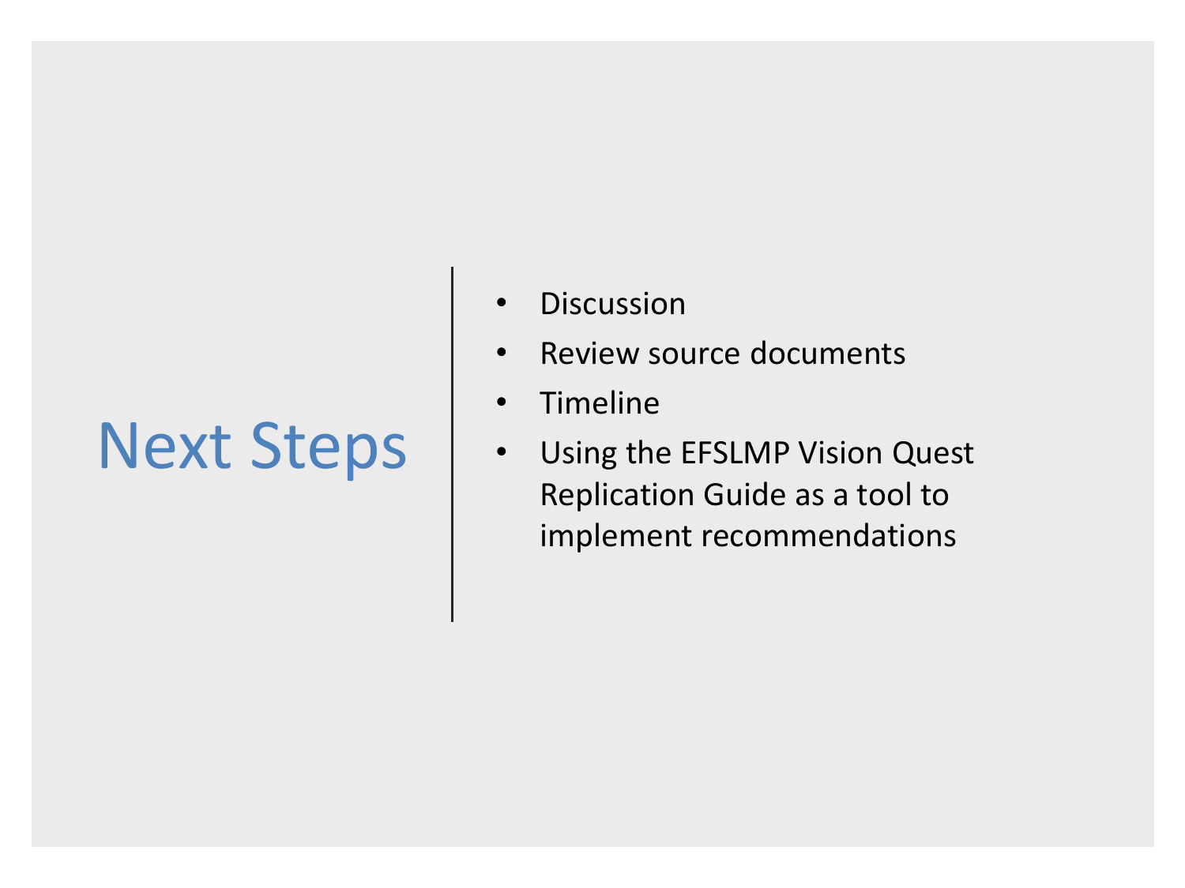# Next Steps

- Discussion
- Review source documents
- Timeline
- Using the EFSLMP Vision Quest Replication Guide as a tool to implement recommendations